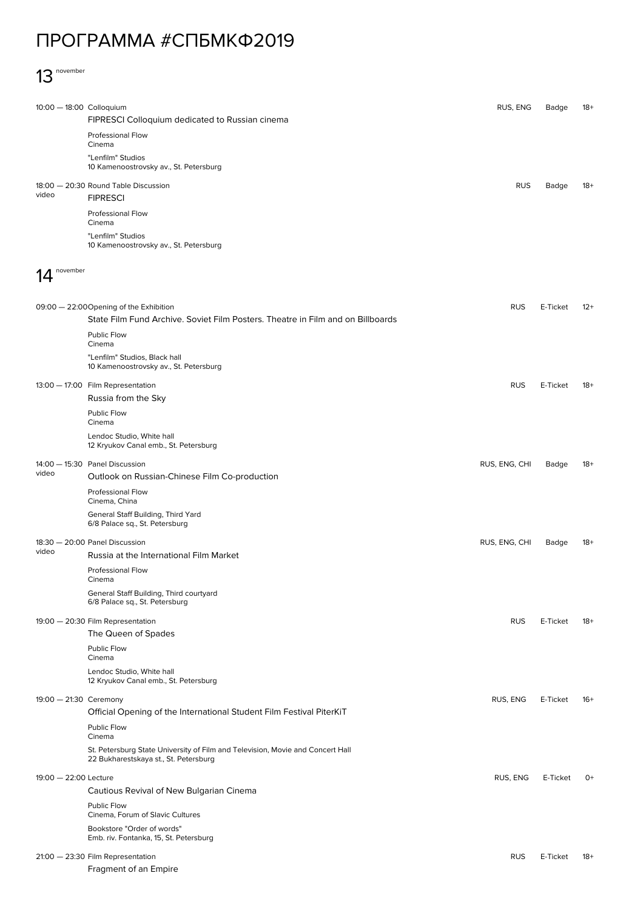# ПРОГРАММА #СПБМКФ2019

## 13 november

10:00 — 18:00 Colloquium | RUS, ENG | Badge | 18+

FIPRESCI Colloquium dedicated to Russian cinema

Professional Flow
Cinema

"Lenfilm" Studios
10 Kamenoostrovsky av., St. Petersburg

18:00 — 20:30 Round Table Discussion | RUS | Badge | 18+
video

FIPRESCI

Professional Flow
Cinema

"Lenfilm" Studios
10 Kamenoostrovsky av., St. Petersburg

## 14 november

09:00 — 22:00 Opening of the Exhibition | RUS | E-Ticket | 12+

State Film Fund Archive. Soviet Film Posters. Theatre in Film and on Billboards

Public Flow
Cinema

"Lenfilm" Studios, Black hall
10 Kamenoostrovsky av., St. Petersburg

13:00 — 17:00 Film Representation | RUS | E-Ticket | 18+

Russia from the Sky

Public Flow
Cinema

Lendoc Studio, White hall
12 Kryukov Canal emb., St. Petersburg

14:00 — 15:30 Panel Discussion | RUS, ENG, CHI | Badge | 18+
video

Outlook on Russian-Chinese Film Co-production

Professional Flow
Cinema, China

General Staff Building, Third Yard
6/8 Palace sq., St. Petersburg

18:30 — 20:00 Panel Discussion | RUS, ENG, CHI | Badge | 18+
video

Russia at the International Film Market

Professional Flow
Cinema

General Staff Building, Third courtyard
6/8 Palace sq., St. Petersburg

19:00 — 20:30 Film Representation | RUS | E-Ticket | 18+

The Queen of Spades

Public Flow
Cinema

Lendoc Studio, White hall
12 Kryukov Canal emb., St. Petersburg

19:00 — 21:30 Ceremony | RUS, ENG | E-Ticket | 16+

Official Opening of the International Student Film Festival PiterKiT

Public Flow
Cinema

St. Petersburg State University of Film and Television, Movie and Concert Hall
22 Bukharestskaya st., St. Petersburg

19:00 — 22:00 Lecture | RUS, ENG | E-Ticket | 0+

Cautious Revival of New Bulgarian Cinema

Public Flow
Cinema, Forum of Slavic Cultures

Bookstore "Order of words"
Emb. riv. Fontanka, 15, St. Petersburg

21:00 — 23:30 Film Representation | RUS | E-Ticket | 18+

Fragment of an Empire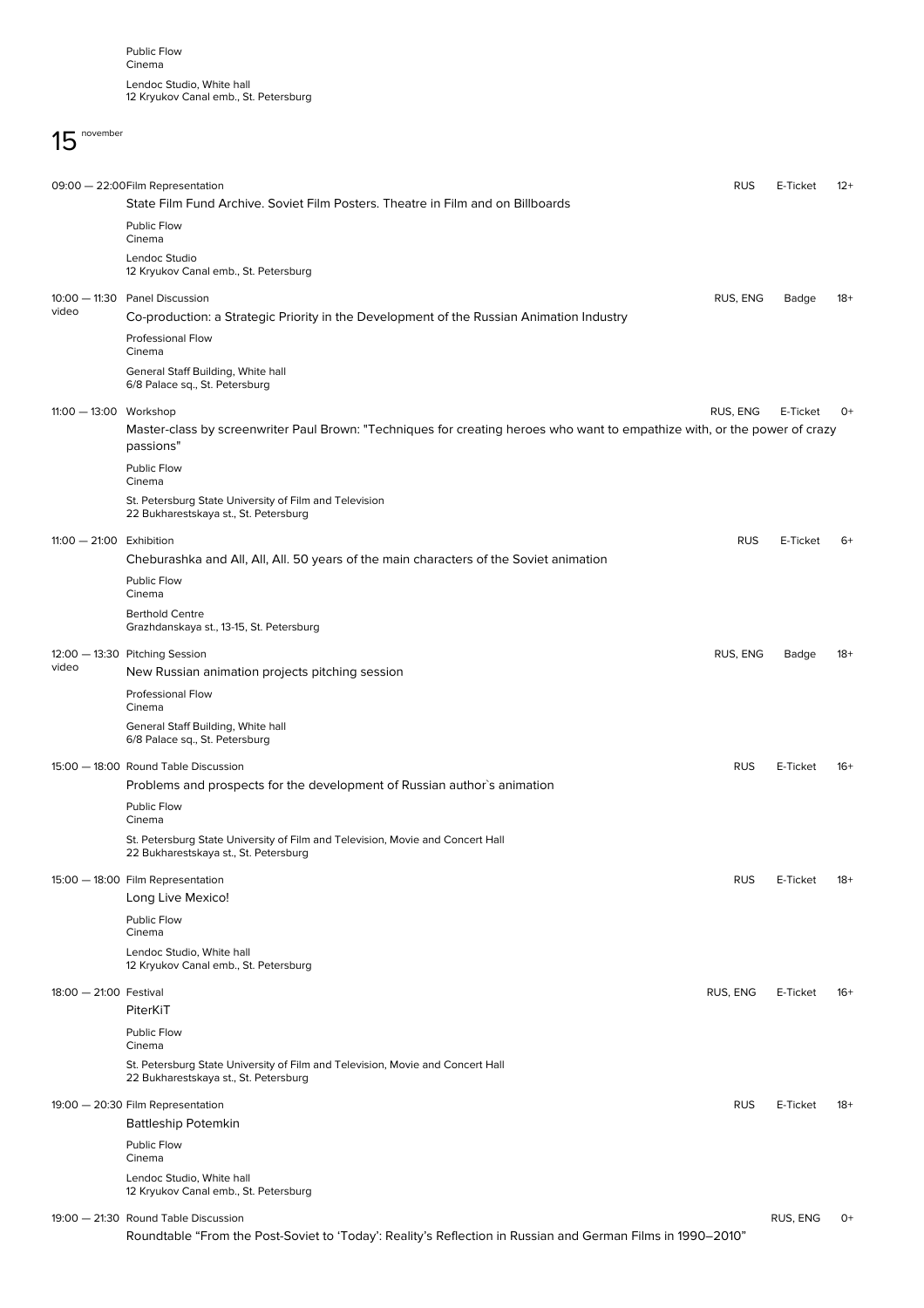Public Flow
Cinema

Lendoc Studio, White hall
12 Kryukov Canal emb., St. Petersburg

## 15 november

09:00 — 22:00 Film Representation | RUS | E-Ticket | 12+

State Film Fund Archive. Soviet Film Posters. Theatre in Film and on Billboards

Public Flow
Cinema

Lendoc Studio
12 Kryukov Canal emb., St. Petersburg

10:00 — 11:30 video Panel Discussion | RUS, ENG | Badge | 18+

Co-production: a Strategic Priority in the Development of the Russian Animation Industry

Professional Flow
Cinema

General Staff Building, White hall
6/8 Palace sq., St. Petersburg

11:00 — 13:00 Workshop | RUS, ENG | E-Ticket | 0+

Master-class by screenwriter Paul Brown: "Techniques for creating heroes who want to empathize with, or the power of crazy passions"

Public Flow
Cinema

St. Petersburg State University of Film and Television
22 Bukharestskaya st., St. Petersburg

11:00 — 21:00 Exhibition | RUS | E-Ticket | 6+

Cheburashka and All, All, All. 50 years of the main characters of the Soviet animation

Public Flow
Cinema

Berthold Centre
Grazhdanskaya st., 13-15, St. Petersburg

12:00 — 13:30 video Pitching Session | RUS, ENG | Badge | 18+

New Russian animation projects pitching session

Professional Flow
Cinema

General Staff Building, White hall
6/8 Palace sq., St. Petersburg

15:00 — 18:00 Round Table Discussion | RUS | E-Ticket | 16+

Problems and prospects for the development of Russian author`s animation

Public Flow
Cinema

St. Petersburg State University of Film and Television, Movie and Concert Hall
22 Bukharestskaya st., St. Petersburg

15:00 — 18:00 Film Representation | RUS | E-Ticket | 18+

Long Live Mexico!

Public Flow
Cinema

Lendoc Studio, White hall
12 Kryukov Canal emb., St. Petersburg

18:00 — 21:00 Festival | RUS, ENG | E-Ticket | 16+

PiterKiT

Public Flow
Cinema

St. Petersburg State University of Film and Television, Movie and Concert Hall
22 Bukharestskaya st., St. Petersburg

19:00 — 20:30 Film Representation | RUS | E-Ticket | 18+

Battleship Potemkin

Public Flow
Cinema

Lendoc Studio, White hall
12 Kryukov Canal emb., St. Petersburg

19:00 — 21:30 Round Table Discussion | RUS, ENG | 0+

Roundtable “From the Post-Soviet to ‘Today’: Reality’s Reflection in Russian and German Films in 1990–2010”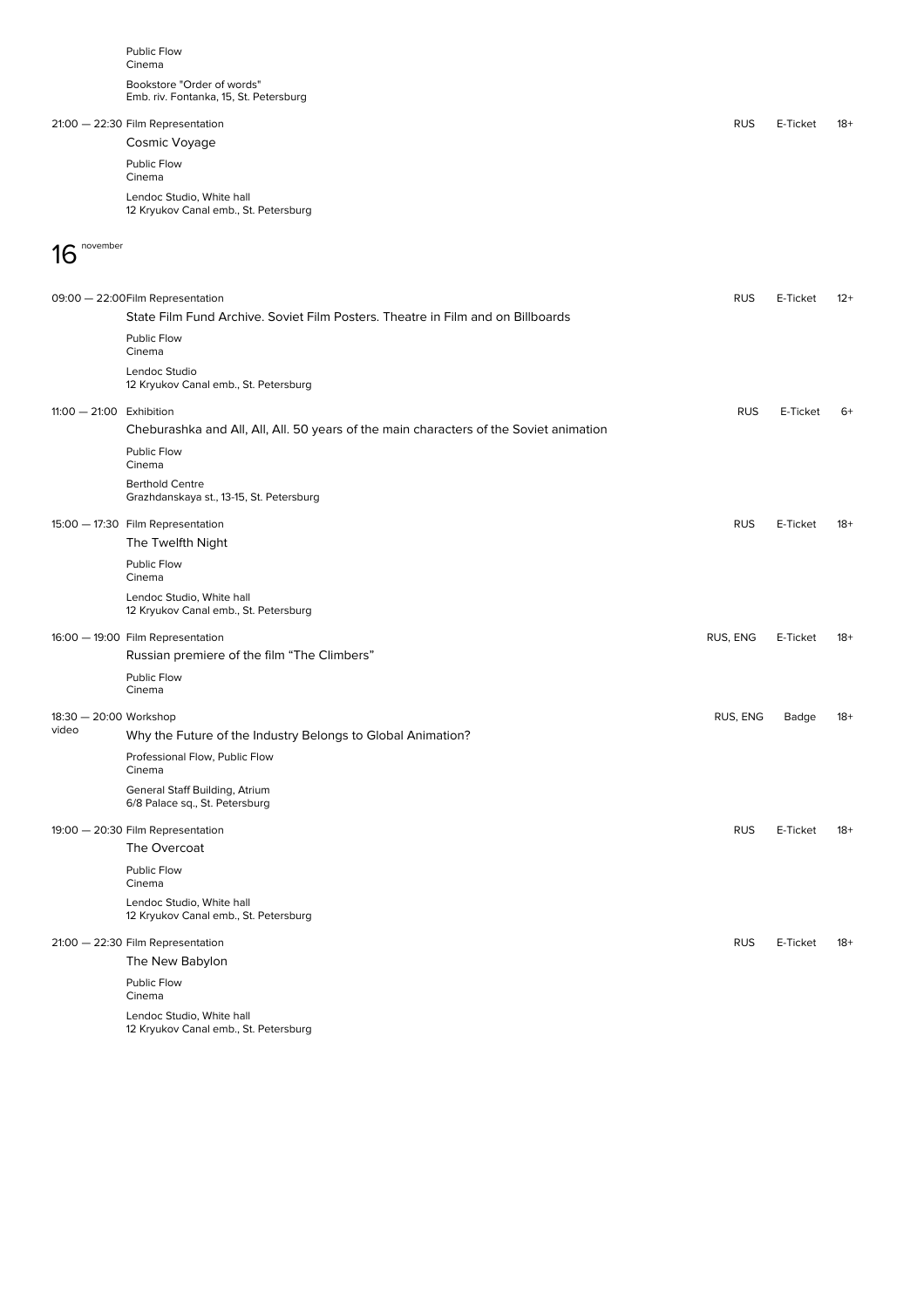Public Flow
Cinema

Bookstore "Order of words"
Emb. riv. Fontanka, 15, St. Petersburg

21:00 — 22:30 Film Representation | RUS | E-Ticket | 18+

Cosmic Voyage

Public Flow
Cinema

Lendoc Studio, White hall
12 Kryukov Canal emb., St. Petersburg

## 16 november

09:00 — 22:00 Film Representation | RUS | E-Ticket | 12+

State Film Fund Archive. Soviet Film Posters. Theatre in Film and on Billboards

Public Flow
Cinema

Lendoc Studio
12 Kryukov Canal emb., St. Petersburg

11:00 — 21:00 Exhibition | RUS | E-Ticket | 6+

Cheburashka and All, All, All. 50 years of the main characters of the Soviet animation

Public Flow
Cinema

Berthold Centre
Grazhdanskaya st., 13-15, St. Petersburg

15:00 — 17:30 Film Representation | RUS | E-Ticket | 18+

The Twelfth Night

Public Flow
Cinema

Lendoc Studio, White hall
12 Kryukov Canal emb., St. Petersburg

16:00 — 19:00 Film Representation | RUS, ENG | E-Ticket | 18+

Russian premiere of the film "The Climbers"

Public Flow
Cinema

18:30 — 20:00 Workshop | RUS, ENG | Badge | 18+
video

Why the Future of the Industry Belongs to Global Animation?

Professional Flow, Public Flow
Cinema

General Staff Building, Atrium
6/8 Palace sq., St. Petersburg

19:00 — 20:30 Film Representation | RUS | E-Ticket | 18+

The Overcoat

Public Flow
Cinema

Lendoc Studio, White hall
12 Kryukov Canal emb., St. Petersburg

21:00 — 22:30 Film Representation | RUS | E-Ticket | 18+

The New Babylon

Public Flow
Cinema

Lendoc Studio, White hall
12 Kryukov Canal emb., St. Petersburg